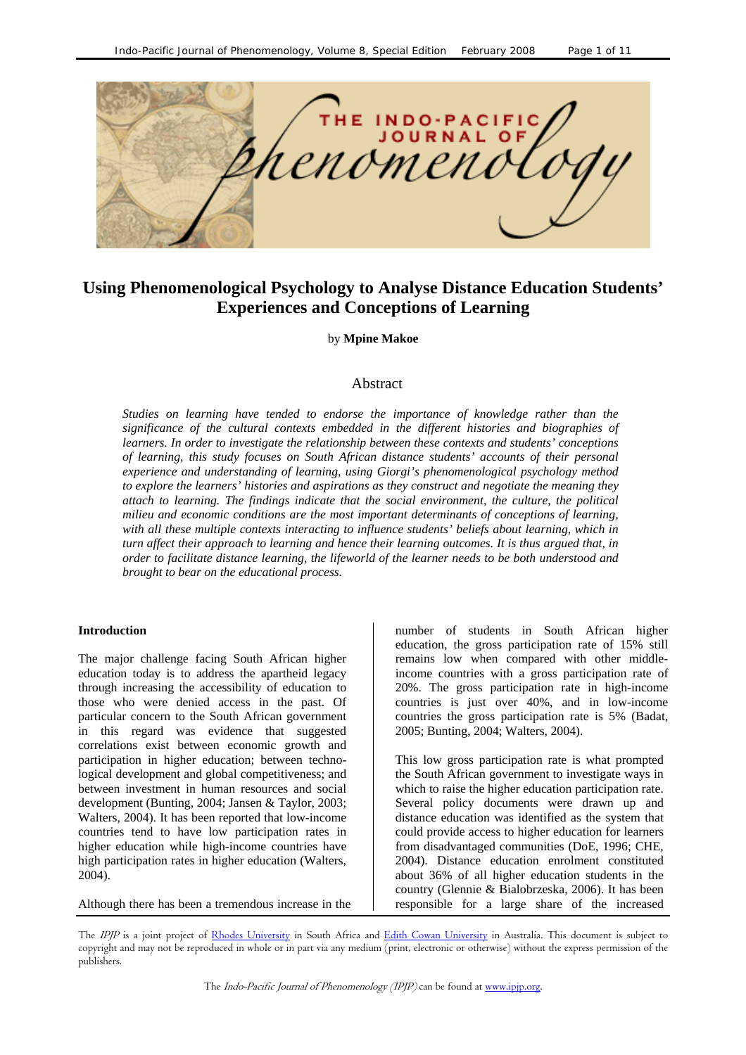# Using Phenomenological Psychology to Analyse Distance Education Students' Experiences and Conceptions of Learning

by **Mpine Makoe**

## Abstract

*Studies on learning have tended to endorse the importance of knowledge rather than the significance of the cultural contexts embedded in the different histories and biographies of learners. In order to investigate the relationship between these contexts and students' conceptions of learning, this study focuses on South African distance students' accounts of their personal experience and understanding of learning, using Giorgi's phenomenological psychology method to explore the learners' histories and aspirations as they construct and negotiate the meaning they attach to learning. The findings indicate that the social environment, the culture, the political milieu and economic conditions are the most important determinants of conceptions of learning, with all these multiple contexts interacting to influence students' beliefs about learning, which in turn affect their approach to learning and hence their learning outcomes. It is thus argued that, in order to facilitate distance learning, the lifeworld of the learner needs to be both understood and brought to bear on the educational process.*

### Introduction

The major challenge facing South African higher education today is to address the apartheid legacy through increasing the accessibility of education to those who were denied access in the past. Of particular concern to the South African government in this regard was evidence that suggested correlations exist between economic growth and participation in higher education; between technological development and global competitiveness; and between investment in human resources and social development (Bunting, 2004; Jansen & Taylor, 2003; Walters, 2004). It has been reported that low-income countries tend to have low participation rates in higher education while high-income countries have high participation rates in higher education (Walters, 2004).

Although there has been a tremendous increase in the number of students in South African higher education, the gross participation rate of 15% still remains low when compared with other middle-income countries with a gross participation rate of 20%. The gross participation rate in high-income countries is just over 40%, and in low-income countries the gross participation rate is 5% (Badat, 2005; Bunting, 2004; Walters, 2004).

This low gross participation rate is what prompted the South African government to investigate ways in which to raise the higher education participation rate. Several policy documents were drawn up and distance education was identified as the system that could provide access to higher education for learners from disadvantaged communities (DoE, 1996; CHE, 2004). Distance education enrolment constituted about 36% of all higher education students in the country (Glennie & Bialobrzeska, 2006). It has been responsible for a large share of the increased

The *IPJP* is a joint project of Rhodes University in South Africa and Edith Cowan University in Australia. This document is subject to copyright and may not be reproduced in whole or in part via any medium (print, electronic or otherwise) without the express permission of the publishers.

The *Indo-Pacific Journal of Phenomenology (IPJP)* can be found at www.ipjp.org.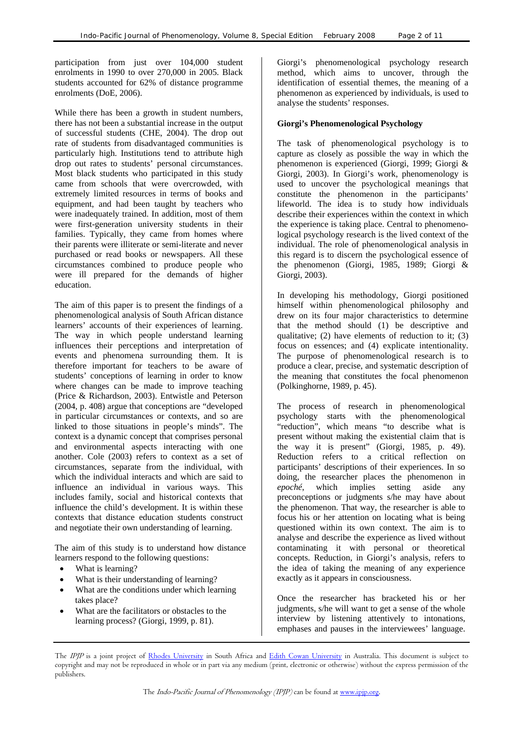participation from just over 104,000 student enrolments in 1990 to over 270,000 in 2005. Black students accounted for 62% of distance programme enrolments (DoE, 2006).

While there has been a growth in student numbers, there has not been a substantial increase in the output of successful students (CHE, 2004). The drop out rate of students from disadvantaged communities is particularly high. Institutions tend to attribute high drop out rates to students' personal circumstances. Most black students who participated in this study came from schools that were overcrowded, with extremely limited resources in terms of books and equipment, and had been taught by teachers who were inadequately trained. In addition, most of them were first-generation university students in their families. Typically, they came from homes where their parents were illiterate or semi-literate and never purchased or read books or newspapers. All these circumstances combined to produce people who were ill prepared for the demands of higher education.

The aim of this paper is to present the findings of a phenomenological analysis of South African distance learners' accounts of their experiences of learning. The way in which people understand learning influences their perceptions and interpretation of events and phenomena surrounding them. It is therefore important for teachers to be aware of students' conceptions of learning in order to know where changes can be made to improve teaching (Price & Richardson, 2003). Entwistle and Peterson (2004, p. 408) argue that conceptions are "developed in particular circumstances or contexts, and so are linked to those situations in people's minds". The context is a dynamic concept that comprises personal and environmental aspects interacting with one another. Cole (2003) refers to context as a set of circumstances, separate from the individual, with which the individual interacts and which are said to influence an individual in various ways. This includes family, social and historical contexts that influence the child's development. It is within these contexts that distance education students construct and negotiate their own understanding of learning.

The aim of this study is to understand how distance learners respond to the following questions:

- What is learning?
- What is their understanding of learning?
- What are the conditions under which learning takes place?
- What are the facilitators or obstacles to the learning process? (Giorgi, 1999, p. 81).

Giorgi's phenomenological psychology research method, which aims to uncover, through the identification of essential themes, the meaning of a phenomenon as experienced by individuals, is used to analyse the students' responses.

## Giorgi's Phenomenological Psychology

The task of phenomenological psychology is to capture as closely as possible the way in which the phenomenon is experienced (Giorgi, 1999; Giorgi & Giorgi, 2003). In Giorgi's work, phenomenology is used to uncover the psychological meanings that constitute the phenomenon in the participants' lifeworld. The idea is to study how individuals describe their experiences within the context in which the experience is taking place. Central to phenomenological psychology research is the lived context of the individual. The role of phenomenological analysis in this regard is to discern the psychological essence of the phenomenon (Giorgi, 1985, 1989; Giorgi & Giorgi, 2003).

In developing his methodology, Giorgi positioned himself within phenomenological philosophy and drew on its four major characteristics to determine that the method should (1) be descriptive and qualitative; (2) have elements of reduction to it; (3) focus on essences; and (4) explicate intentionality. The purpose of phenomenological research is to produce a clear, precise, and systematic description of the meaning that constitutes the focal phenomenon (Polkinghorne, 1989, p. 45).

The process of research in phenomenological psychology starts with the phenomenological "reduction", which means "to describe what is present without making the existential claim that is the way it is present" (Giorgi, 1985, p. 49). Reduction refers to a critical reflection on participants' descriptions of their experiences. In so doing, the researcher places the phenomenon in *epoché*, which implies setting aside any preconceptions or judgments s/he may have about the phenomenon. That way, the researcher is able to focus his or her attention on locating what is being questioned within its own context. The aim is to analyse and describe the experience as lived without contaminating it with personal or theoretical concepts. Reduction, in Giorgi's analysis, refers to the idea of taking the meaning of any experience exactly as it appears in consciousness.

Once the researcher has bracketed his or her judgments, s/he will want to get a sense of the whole interview by listening attentively to intonations, emphases and pauses in the interviewees' language.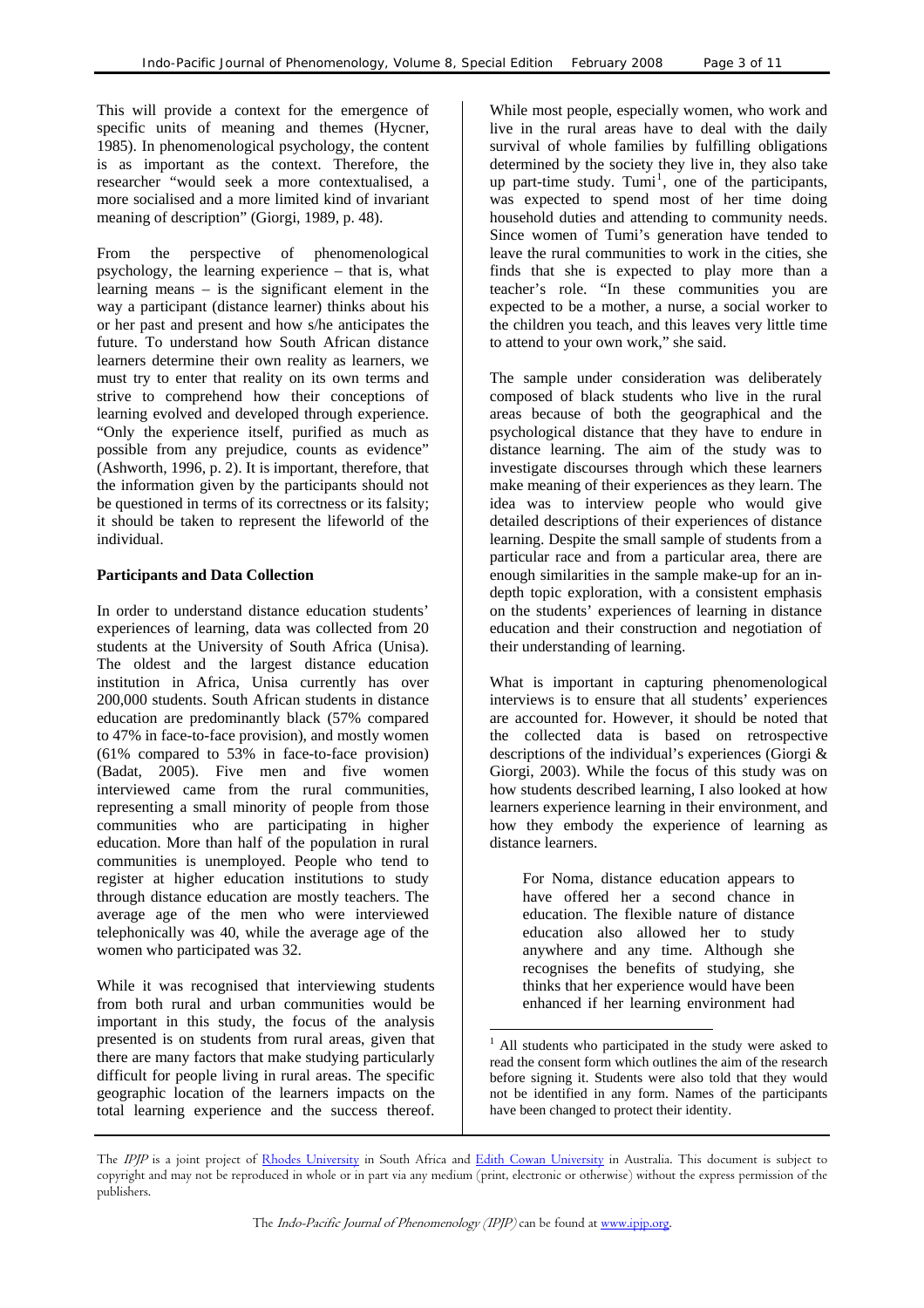This will provide a context for the emergence of specific units of meaning and themes (Hycner, 1985). In phenomenological psychology, the content is as important as the context. Therefore, the researcher "would seek a more contextualised, a more socialised and a more limited kind of invariant meaning of description" (Giorgi, 1989, p. 48).

From the perspective of phenomenological psychology, the learning experience – that is, what learning means – is the significant element in the way a participant (distance learner) thinks about his or her past and present and how s/he anticipates the future. To understand how South African distance learners determine their own reality as learners, we must try to enter that reality on its own terms and strive to comprehend how their conceptions of learning evolved and developed through experience. "Only the experience itself, purified as much as possible from any prejudice, counts as evidence" (Ashworth, 1996, p. 2). It is important, therefore, that the information given by the participants should not be questioned in terms of its correctness or its falsity; it should be taken to represent the lifeworld of the individual.

**Participants and Data Collection**

In order to understand distance education students' experiences of learning, data was collected from 20 students at the University of South Africa (Unisa). The oldest and the largest distance education institution in Africa, Unisa currently has over 200,000 students. South African students in distance education are predominantly black (57% compared to 47% in face-to-face provision), and mostly women (61% compared to 53% in face-to-face provision) (Badat, 2005). Five men and five women interviewed came from the rural communities, representing a small minority of people from those communities who are participating in higher education. More than half of the population in rural communities is unemployed. People who tend to register at higher education institutions to study through distance education are mostly teachers. The average age of the men who were interviewed telephonically was 40, while the average age of the women who participated was 32.

While it was recognised that interviewing students from both rural and urban communities would be important in this study, the focus of the analysis presented is on students from rural areas, given that there are many factors that make studying particularly difficult for people living in rural areas. The specific geographic location of the learners impacts on the total learning experience and the success thereof. While most people, especially women, who work and live in the rural areas have to deal with the daily survival of whole families by fulfilling obligations determined by the society they live in, they also take up part-time study. Tumi[1], one of the participants, was expected to spend most of her time doing household duties and attending to community needs. Since women of Tumi's generation have tended to leave the rural communities to work in the cities, she finds that she is expected to play more than a teacher's role. "In these communities you are expected to be a mother, a nurse, a social worker to the children you teach, and this leaves very little time to attend to your own work," she said.

The sample under consideration was deliberately composed of black students who live in the rural areas because of both the geographical and the psychological distance that they have to endure in distance learning. The aim of the study was to investigate discourses through which these learners make meaning of their experiences as they learn. The idea was to interview people who would give detailed descriptions of their experiences of distance learning. Despite the small sample of students from a particular race and from a particular area, there are enough similarities in the sample make-up for an in-depth topic exploration, with a consistent emphasis on the students' experiences of learning in distance education and their construction and negotiation of their understanding of learning.

What is important in capturing phenomenological interviews is to ensure that all students' experiences are accounted for. However, it should be noted that the collected data is based on retrospective descriptions of the individual's experiences (Giorgi & Giorgi, 2003). While the focus of this study was on how students described learning, I also looked at how learners experience learning in their environment, and how they embody the experience of learning as distance learners.

> For Noma, distance education appears to have offered her a second chance in education. The flexible nature of distance education also allowed her to study anywhere and any time. Although she recognises the benefits of studying, she thinks that her experience would have been enhanced if her learning environment had

[1] All students who participated in the study were asked to read the consent form which outlines the aim of the research before signing it. Students were also told that they would not be identified in any form. Names of the participants have been changed to protect their identity.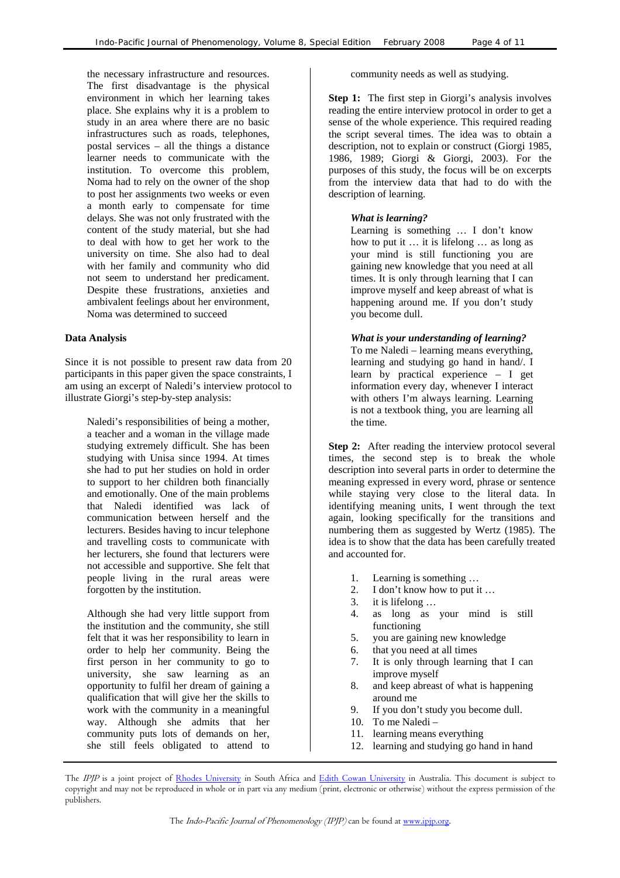the necessary infrastructure and resources. The first disadvantage is the physical environment in which her learning takes place. She explains why it is a problem to study in an area where there are no basic infrastructures such as roads, telephones, postal services – all the things a distance learner needs to communicate with the institution. To overcome this problem, Noma had to rely on the owner of the shop to post her assignments two weeks or even a month early to compensate for time delays. She was not only frustrated with the content of the study material, but she had to deal with how to get her work to the university on time. She also had to deal with her family and community who did not seem to understand her predicament. Despite these frustrations, anxieties and ambivalent feelings about her environment, Noma was determined to succeed

**Data Analysis**

Since it is not possible to present raw data from 20 participants in this paper given the space constraints, I am using an excerpt of Naledi's interview protocol to illustrate Giorgi's step-by-step analysis:

> Naledi's responsibilities of being a mother, a teacher and a woman in the village made studying extremely difficult. She has been studying with Unisa since 1994. At times she had to put her studies on hold in order to support to her children both financially and emotionally. One of the main problems that Naledi identified was lack of communication between herself and the lecturers. Besides having to incur telephone and travelling costs to communicate with her lecturers, she found that lecturers were not accessible and supportive. She felt that people living in the rural areas were forgotten by the institution.
>
> Although she had very little support from the institution and the community, she still felt that it was her responsibility to learn in order to help her community. Being the first person in her community to go to university, she saw learning as an opportunity to fulfil her dream of gaining a qualification that will give her the skills to work with the community in a meaningful way. Although she admits that her community puts lots of demands on her, she still feels obligated to attend to community needs as well as studying.

**Step 1:** The first step in Giorgi's analysis involves reading the entire interview protocol in order to get a sense of the whole experience. This required reading the script several times. The idea was to obtain a description, not to explain or construct (Giorgi 1985, 1986, 1989; Giorgi & Giorgi, 2003). For the purposes of this study, the focus will be on excerpts from the interview data that had to do with the description of learning.

> ***What is learning?***
> Learning is something … I don't know how to put it … it is lifelong … as long as your mind is still functioning you are gaining new knowledge that you need at all times. It is only through learning that I can improve myself and keep abreast of what is happening around me. If you don't study you become dull.
>
> ***What is your understanding of learning?***
> To me Naledi – learning means everything, learning and studying go hand in hand/. I learn by practical experience – I get information every day, whenever I interact with others I'm always learning. Learning is not a textbook thing, you are learning all the time.

**Step 2:** After reading the interview protocol several times, the second step is to break the whole description into several parts in order to determine the meaning expressed in every word, phrase or sentence while staying very close to the literal data. In identifying meaning units, I went through the text again, looking specifically for the transitions and numbering them as suggested by Wertz (1985). The idea is to show that the data has been carefully treated and accounted for.

1. Learning is something …
2. I don't know how to put it …
3. it is lifelong …
4. as long as your mind is still functioning
5. you are gaining new knowledge
6. that you need at all times
7. It is only through learning that I can improve myself
8. and keep abreast of what is happening around me
9. If you don't study you become dull.
10. To me Naledi –
11. learning means everything
12. learning and studying go hand in hand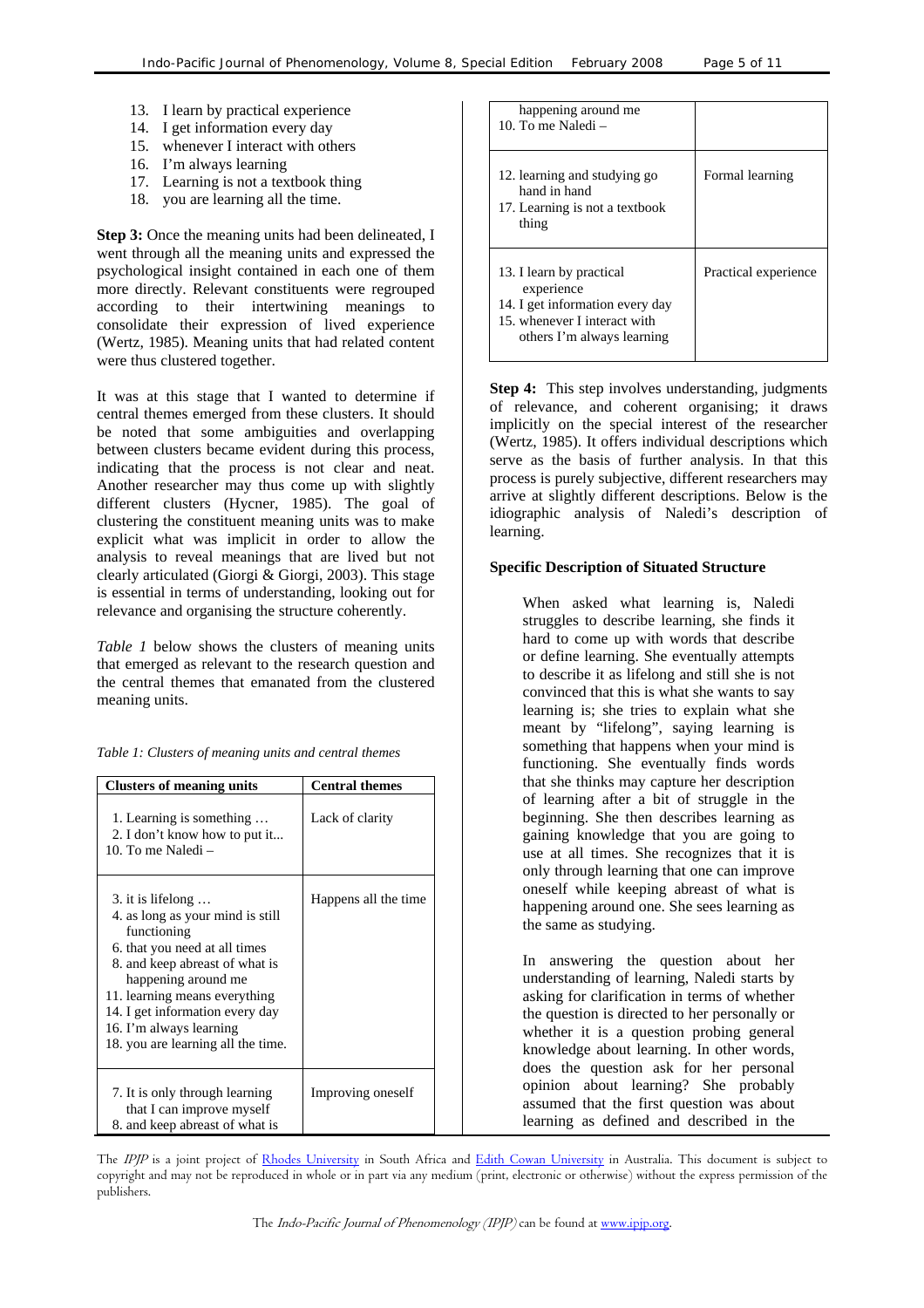13. I learn by practical experience
14. I get information every day
15. whenever I interact with others
16. I'm always learning
17. Learning is not a textbook thing
18. you are learning all the time.

**Step 3:** Once the meaning units had been delineated, I went through all the meaning units and expressed the psychological insight contained in each one of them more directly. Relevant constituents were regrouped according to their intertwining meanings to consolidate their expression of lived experience (Wertz, 1985). Meaning units that had related content were thus clustered together.

It was at this stage that I wanted to determine if central themes emerged from these clusters. It should be noted that some ambiguities and overlapping between clusters became evident during this process, indicating that the process is not clear and neat. Another researcher may thus come up with slightly different clusters (Hycner, 1985). The goal of clustering the constituent meaning units was to make explicit what was implicit in order to allow the analysis to reveal meanings that are lived but not clearly articulated (Giorgi & Giorgi, 2003). This stage is essential in terms of understanding, looking out for relevance and organising the structure coherently.

*Table 1* below shows the clusters of meaning units that emerged as relevant to the research question and the central themes that emanated from the clustered meaning units.

*Table 1: Clusters of meaning units and central themes*

| Clusters of meaning units | Central themes |
|---|---|
| 1. Learning is something … 2. I don't know how to put it... 10. To me Naledi – | Lack of clarity |
| 3. it is lifelong … 4. as long as your mind is still functioning 6. that you need at all times 8. and keep abreast of what is happening around me 11. learning means everything 14. I get information every day 16. I'm always learning 18. you are learning all the time. | Happens all the time |
| 7. It is only through learning that I can improve myself 8. and keep abreast of what is happening around me 10. To me Naledi – | Improving oneself |
| 12. learning and studying go hand in hand 17. Learning is not a textbook thing | Formal learning |
| 13. I learn by practical experience 14. I get information every day 15. whenever I interact with others I'm always learning | Practical experience |

**Step 4:** This step involves understanding, judgments of relevance, and coherent organising; it draws implicitly on the special interest of the researcher (Wertz, 1985). It offers individual descriptions which serve as the basis of further analysis. In that this process is purely subjective, different researchers may arrive at slightly different descriptions. Below is the idiographic analysis of Naledi's description of learning.

**Specific Description of Situated Structure**

> When asked what learning is, Naledi struggles to describe learning, she finds it hard to come up with words that describe or define learning. She eventually attempts to describe it as lifelong and still she is not convinced that this is what she wants to say learning is; she tries to explain what she meant by "lifelong", saying learning is something that happens when your mind is functioning. She eventually finds words that she thinks may capture her description of learning after a bit of struggle in the beginning. She then describes learning as gaining knowledge that you are going to use at all times. She recognizes that it is only through learning that one can improve oneself while keeping abreast of what is happening around one. She sees learning as the same as studying.
>
> In answering the question about her understanding of learning, Naledi starts by asking for clarification in terms of whether the question is directed to her personally or whether it is a question probing general knowledge about learning. In other words, does the question ask for her personal opinion about learning? She probably assumed that the first question was about learning as defined and described in the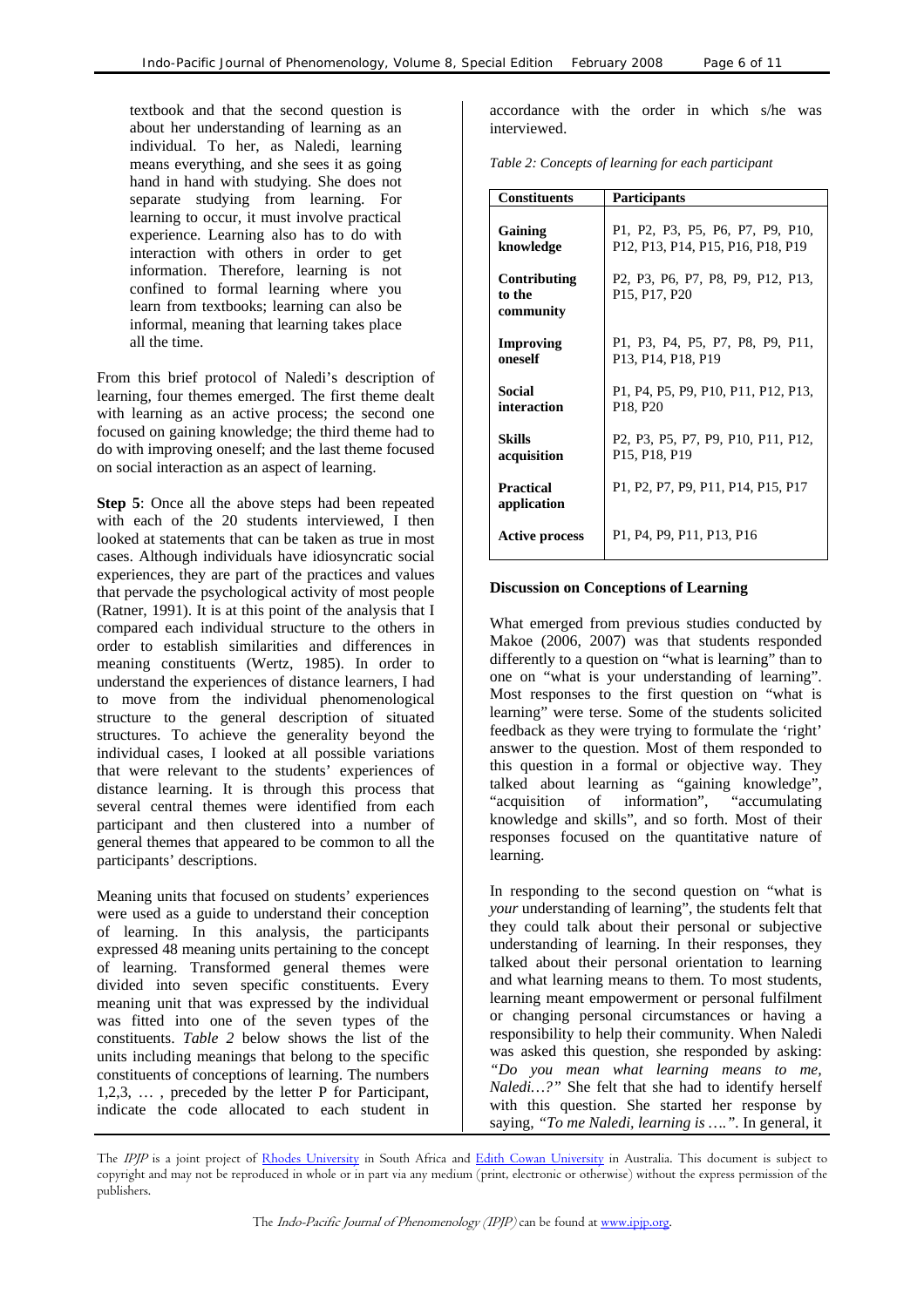textbook and that the second question is about her understanding of learning as an individual. To her, as Naledi, learning means everything, and she sees it as going hand in hand with studying. She does not separate studying from learning. For learning to occur, it must involve practical experience. Learning also has to do with interaction with others in order to get information. Therefore, learning is not confined to formal learning where you learn from textbooks; learning can also be informal, meaning that learning takes place all the time.

From this brief protocol of Naledi's description of learning, four themes emerged. The first theme dealt with learning as an active process; the second one focused on gaining knowledge; the third theme had to do with improving oneself; and the last theme focused on social interaction as an aspect of learning.

**Step 5**: Once all the above steps had been repeated with each of the 20 students interviewed, I then looked at statements that can be taken as true in most cases. Although individuals have idiosyncratic social experiences, they are part of the practices and values that pervade the psychological activity of most people (Ratner, 1991). It is at this point of the analysis that I compared each individual structure to the others in order to establish similarities and differences in meaning constituents (Wertz, 1985). In order to understand the experiences of distance learners, I had to move from the individual phenomenological structure to the general description of situated structures. To achieve the generality beyond the individual cases, I looked at all possible variations that were relevant to the students' experiences of distance learning. It is through this process that several central themes were identified from each participant and then clustered into a number of general themes that appeared to be common to all the participants' descriptions.

Meaning units that focused on students' experiences were used as a guide to understand their conception of learning. In this analysis, the participants expressed 48 meaning units pertaining to the concept of learning. Transformed general themes were divided into seven specific constituents. Every meaning unit that was expressed by the individual was fitted into one of the seven types of the constituents. *Table 2* below shows the list of the units including meanings that belong to the specific constituents of conceptions of learning. The numbers 1,2,3, … , preceded by the letter P for Participant, indicate the code allocated to each student in accordance with the order in which s/he was interviewed.

*Table 2: Concepts of learning for each participant*

| Constituents | Participants |
|---|---|
| **Gaining knowledge** | P1, P2, P3, P5, P6, P7, P9, P10, P12, P13, P14, P15, P16, P18, P19 |
| **Contributing to the community** | P2, P3, P6, P7, P8, P9, P12, P13, P15, P17, P20 |
| **Improving oneself** | P1, P3, P4, P5, P7, P8, P9, P11, P13, P14, P18, P19 |
| **Social interaction** | P1, P4, P5, P9, P10, P11, P12, P13, P18, P20 |
| **Skills acquisition** | P2, P3, P5, P7, P9, P10, P11, P12, P15, P18, P19 |
| **Practical application** | P1, P2, P7, P9, P11, P14, P15, P17 |
| **Active process** | P1, P4, P9, P11, P13, P16 |

**Discussion on Conceptions of Learning**

What emerged from previous studies conducted by Makoe (2006, 2007) was that students responded differently to a question on "what is learning" than to one on "what is your understanding of learning". Most responses to the first question on "what is learning" were terse. Some of the students solicited feedback as they were trying to formulate the 'right' answer to the question. Most of them responded to this question in a formal or objective way. They talked about learning as "gaining knowledge", "acquisition of information", "accumulating knowledge and skills", and so forth. Most of their responses focused on the quantitative nature of learning.

In responding to the second question on "what is *your* understanding of learning", the students felt that they could talk about their personal or subjective understanding of learning. In their responses, they talked about their personal orientation to learning and what learning means to them. To most students, learning meant empowerment or personal fulfilment or changing personal circumstances or having a responsibility to help their community. When Naledi was asked this question, she responded by asking: *"Do you mean what learning means to me, Naledi…?"* She felt that she had to identify herself with this question. She started her response by saying, *"To me Naledi, learning is ….".* In general, it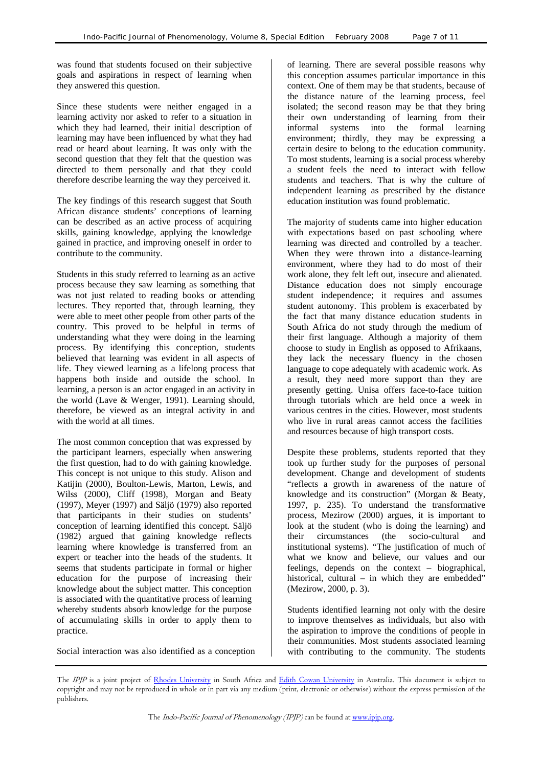was found that students focused on their subjective goals and aspirations in respect of learning when they answered this question.

Since these students were neither engaged in a learning activity nor asked to refer to a situation in which they had learned, their initial description of learning may have been influenced by what they had read or heard about learning. It was only with the second question that they felt that the question was directed to them personally and that they could therefore describe learning the way they perceived it.

The key findings of this research suggest that South African distance students' conceptions of learning can be described as an active process of acquiring skills, gaining knowledge, applying the knowledge gained in practice, and improving oneself in order to contribute to the community.

Students in this study referred to learning as an active process because they saw learning as something that was not just related to reading books or attending lectures. They reported that, through learning, they were able to meet other people from other parts of the country. This proved to be helpful in terms of understanding what they were doing in the learning process. By identifying this conception, students believed that learning was evident in all aspects of life. They viewed learning as a lifelong process that happens both inside and outside the school. In learning, a person is an actor engaged in an activity in the world (Lave & Wenger, 1991). Learning should, therefore, be viewed as an integral activity in and with the world at all times.

The most common conception that was expressed by the participant learners, especially when answering the first question, had to do with gaining knowledge. This concept is not unique to this study. Alison and Katijin (2000), Boulton-Lewis, Marton, Lewis, and Wilss (2000), Cliff (1998), Morgan and Beaty (1997), Meyer (1997) and Säljö (1979) also reported that participants in their studies on students' conception of learning identified this concept. Säljö (1982) argued that gaining knowledge reflects learning where knowledge is transferred from an expert or teacher into the heads of the students. It seems that students participate in formal or higher education for the purpose of increasing their knowledge about the subject matter. This conception is associated with the quantitative process of learning whereby students absorb knowledge for the purpose of accumulating skills in order to apply them to practice.

Social interaction was also identified as a conception of learning. There are several possible reasons why this conception assumes particular importance in this context. One of them may be that students, because of the distance nature of the learning process, feel isolated; the second reason may be that they bring their own understanding of learning from their informal systems into the formal learning environment; thirdly, they may be expressing a certain desire to belong to the education community. To most students, learning is a social process whereby a student feels the need to interact with fellow students and teachers. That is why the culture of independent learning as prescribed by the distance education institution was found problematic.

The majority of students came into higher education with expectations based on past schooling where learning was directed and controlled by a teacher. When they were thrown into a distance-learning environment, where they had to do most of their work alone, they felt left out, insecure and alienated. Distance education does not simply encourage student independence; it requires and assumes student autonomy. This problem is exacerbated by the fact that many distance education students in South Africa do not study through the medium of their first language. Although a majority of them choose to study in English as opposed to Afrikaans, they lack the necessary fluency in the chosen language to cope adequately with academic work. As a result, they need more support than they are presently getting. Unisa offers face-to-face tuition through tutorials which are held once a week in various centres in the cities. However, most students who live in rural areas cannot access the facilities and resources because of high transport costs.

Despite these problems, students reported that they took up further study for the purposes of personal development. Change and development of students "reflects a growth in awareness of the nature of knowledge and its construction" (Morgan & Beaty, 1997, p. 235). To understand the transformative process, Mezirow (2000) argues, it is important to look at the student (who is doing the learning) and their circumstances (the socio-cultural and institutional systems). "The justification of much of what we know and believe, our values and our feelings, depends on the context – biographical, historical, cultural – in which they are embedded" (Mezirow, 2000, p. 3).

Students identified learning not only with the desire to improve themselves as individuals, but also with the aspiration to improve the conditions of people in their communities. Most students associated learning with contributing to the community. The students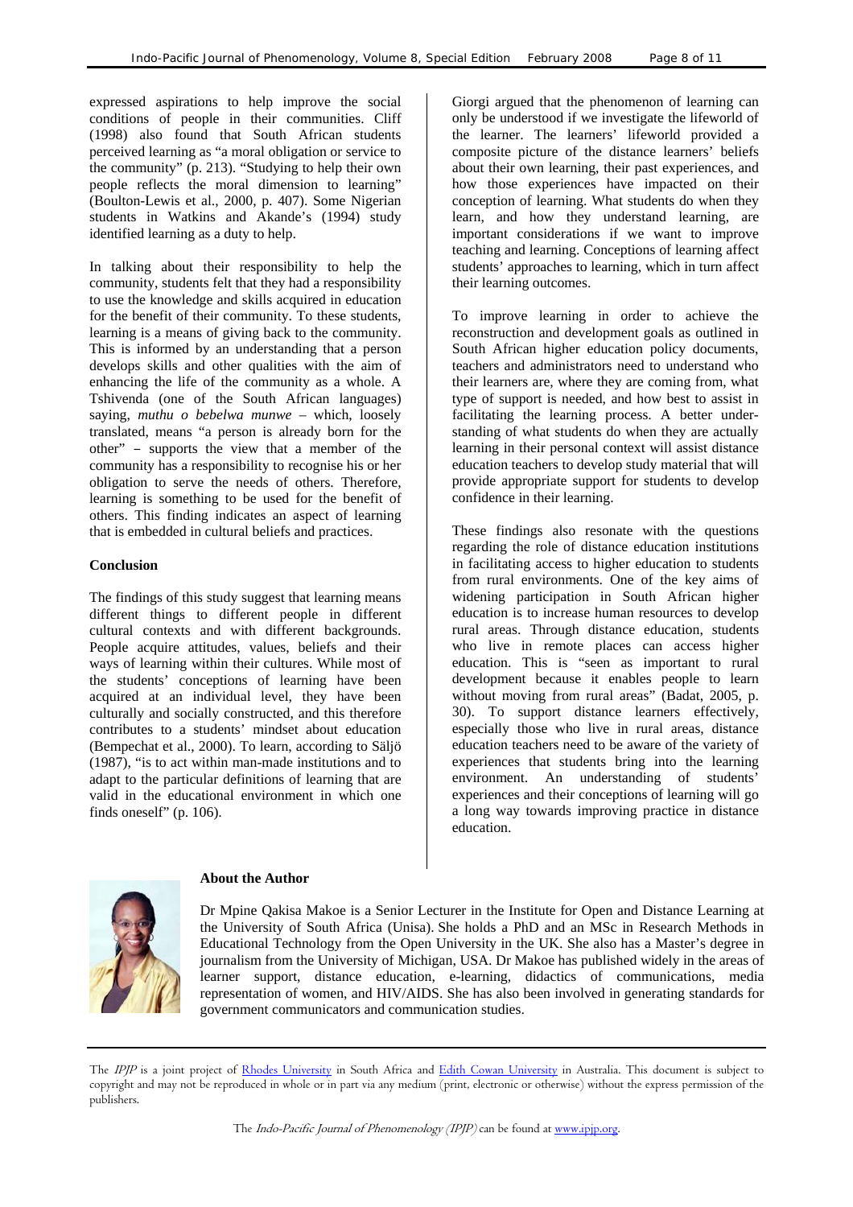expressed aspirations to help improve the social conditions of people in their communities. Cliff (1998) also found that South African students perceived learning as "a moral obligation or service to the community" (p. 213). "Studying to help their own people reflects the moral dimension to learning" (Boulton-Lewis et al., 2000, p. 407). Some Nigerian students in Watkins and Akande's (1994) study identified learning as a duty to help.

In talking about their responsibility to help the community, students felt that they had a responsibility to use the knowledge and skills acquired in education for the benefit of their community. To these students, learning is a means of giving back to the community. This is informed by an understanding that a person develops skills and other qualities with the aim of enhancing the life of the community as a whole. A Tshivenda (one of the South African languages) saying, *muthu o bebelwa munwe* – which, loosely translated, means "a person is already born for the other" – supports the view that a member of the community has a responsibility to recognise his or her obligation to serve the needs of others. Therefore, learning is something to be used for the benefit of others. This finding indicates an aspect of learning that is embedded in cultural beliefs and practices.

**Conclusion**

The findings of this study suggest that learning means different things to different people in different cultural contexts and with different backgrounds. People acquire attitudes, values, beliefs and their ways of learning within their cultures. While most of the students' conceptions of learning have been acquired at an individual level, they have been culturally and socially constructed, and this therefore contributes to a students' mindset about education (Bempechat et al., 2000). To learn, according to Säljö (1987), "is to act within man-made institutions and to adapt to the particular definitions of learning that are valid in the educational environment in which one finds oneself" (p. 106).

Giorgi argued that the phenomenon of learning can only be understood if we investigate the lifeworld of the learner. The learners' lifeworld provided a composite picture of the distance learners' beliefs about their own learning, their past experiences, and how those experiences have impacted on their conception of learning. What students do when they learn, and how they understand learning, are important considerations if we want to improve teaching and learning. Conceptions of learning affect students' approaches to learning, which in turn affect their learning outcomes.

To improve learning in order to achieve the reconstruction and development goals as outlined in South African higher education policy documents, teachers and administrators need to understand who their learners are, where they are coming from, what type of support is needed, and how best to assist in facilitating the learning process. A better understanding of what students do when they are actually learning in their personal context will assist distance education teachers to develop study material that will provide appropriate support for students to develop confidence in their learning.

These findings also resonate with the questions regarding the role of distance education institutions in facilitating access to higher education to students from rural environments. One of the key aims of widening participation in South African higher education is to increase human resources to develop rural areas. Through distance education, students who live in remote places can access higher education. This is "seen as important to rural development because it enables people to learn without moving from rural areas" (Badat, 2005, p. 30). To support distance learners effectively, especially those who live in rural areas, distance education teachers need to be aware of the variety of experiences that students bring into the learning environment. An understanding of students' experiences and their conceptions of learning will go a long way towards improving practice in distance education.

**About the Author**

Dr Mpine Qakisa Makoe is a Senior Lecturer in the Institute for Open and Distance Learning at the University of South Africa (Unisa). She holds a PhD and an MSc in Research Methods in Educational Technology from the Open University in the UK. She also has a Master's degree in journalism from the University of Michigan, USA. Dr Makoe has published widely in the areas of learner support, distance education, e-learning, didactics of communications, media representation of women, and HIV/AIDS. She has also been involved in generating standards for government communicators and communication studies.

The *IPJP* is a joint project of Rhodes University in South Africa and Edith Cowan University in Australia. This document is subject to copyright and may not be reproduced in whole or in part via any medium (print, electronic or otherwise) without the express permission of the publishers.

The *Indo-Pacific Journal of Phenomenology (IPJP)* can be found at www.ipjp.org.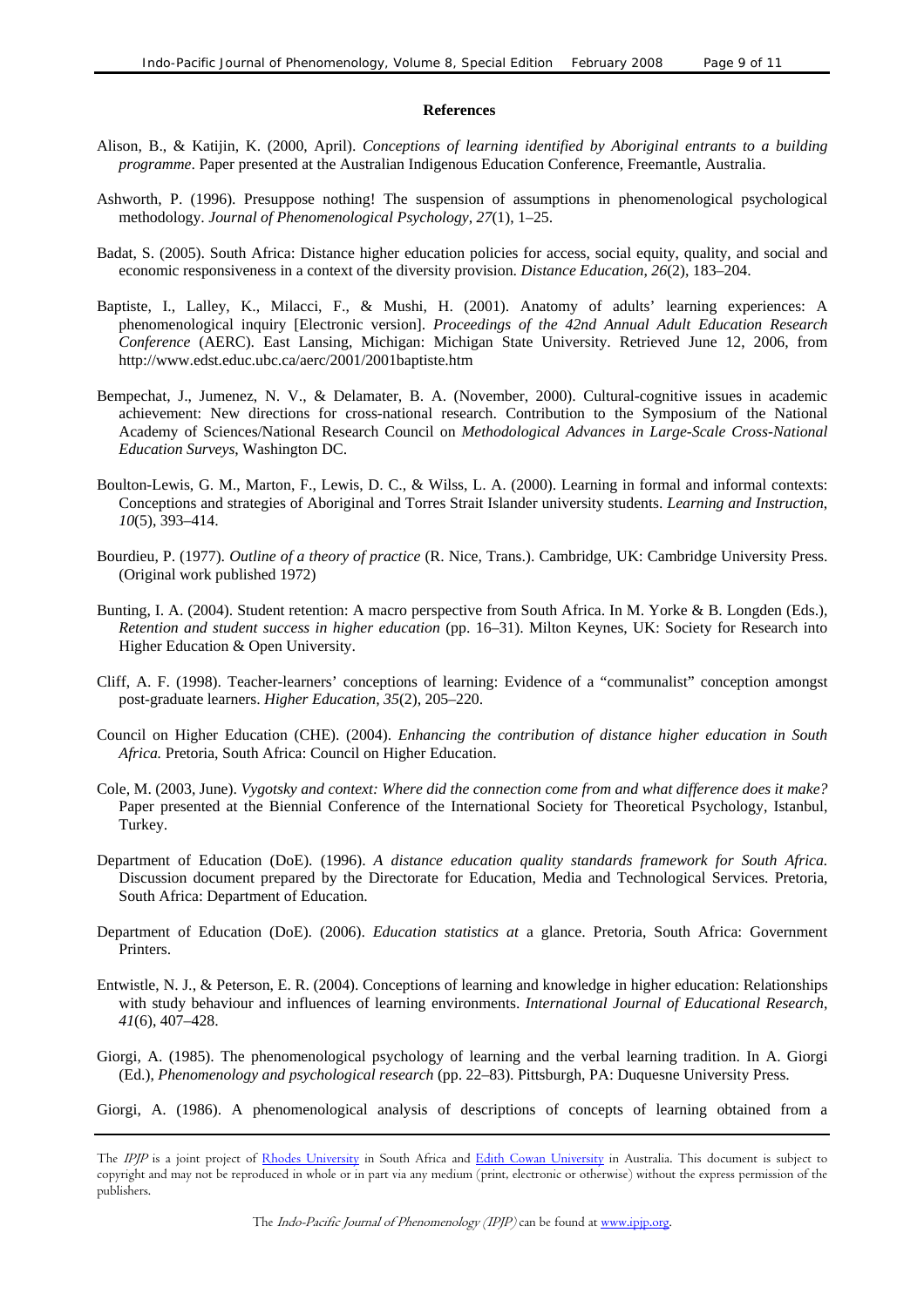**References**

Alison, B., & Katijin, K. (2000, April). *Conceptions of learning identified by Aboriginal entrants to a building programme*. Paper presented at the Australian Indigenous Education Conference, Freemantle, Australia.

Ashworth, P. (1996). Presuppose nothing! The suspension of assumptions in phenomenological psychological methodology. *Journal of Phenomenological Psychology*, *27*(1), 1–25.

Badat, S. (2005). South Africa: Distance higher education policies for access, social equity, quality, and social and economic responsiveness in a context of the diversity provision. *Distance Education*, *26*(2), 183–204.

Baptiste, I., Lalley, K., Milacci, F., & Mushi, H. (2001). Anatomy of adults' learning experiences: A phenomenological inquiry [Electronic version]. *Proceedings of the 42nd Annual Adult Education Research Conference* (AERC). East Lansing, Michigan: Michigan State University. Retrieved June 12, 2006, from http://www.edst.educ.ubc.ca/aerc/2001/2001baptiste.htm

Bempechat, J., Jumenez, N. V., & Delamater, B. A. (November, 2000). Cultural-cognitive issues in academic achievement: New directions for cross-national research. Contribution to the Symposium of the National Academy of Sciences/National Research Council on *Methodological Advances in Large-Scale Cross-National Education Surveys*, Washington DC.

Boulton-Lewis, G. M., Marton, F., Lewis, D. C., & Wilss, L. A. (2000). Learning in formal and informal contexts: Conceptions and strategies of Aboriginal and Torres Strait Islander university students. *Learning and Instruction*, *10*(5), 393–414.

Bourdieu, P. (1977). *Outline of a theory of practice* (R. Nice, Trans.). Cambridge, UK: Cambridge University Press. (Original work published 1972)

Bunting, I. A. (2004). Student retention: A macro perspective from South Africa. In M. Yorke & B. Longden (Eds.), *Retention and student success in higher education* (pp. 16–31). Milton Keynes, UK: Society for Research into Higher Education & Open University.

Cliff, A. F. (1998). Teacher-learners' conceptions of learning: Evidence of a "communalist" conception amongst post-graduate learners. *Higher Education*, *35*(2), 205–220.

Council on Higher Education (CHE). (2004). *Enhancing the contribution of distance higher education in South Africa.* Pretoria, South Africa: Council on Higher Education.

Cole, M. (2003, June). *Vygotsky and context: Where did the connection come from and what difference does it make?* Paper presented at the Biennial Conference of the International Society for Theoretical Psychology, Istanbul, Turkey.

Department of Education (DoE). (1996). *A distance education quality standards framework for South Africa.* Discussion document prepared by the Directorate for Education, Media and Technological Services. Pretoria, South Africa: Department of Education.

Department of Education (DoE). (2006). *Education statistics at* a glance. Pretoria, South Africa: Government Printers.

Entwistle, N. J., & Peterson, E. R. (2004). Conceptions of learning and knowledge in higher education: Relationships with study behaviour and influences of learning environments. *International Journal of Educational Research*, *41*(6), 407–428.

Giorgi, A. (1985). The phenomenological psychology of learning and the verbal learning tradition. In A. Giorgi (Ed.), *Phenomenology and psychological research* (pp. 22–83). Pittsburgh, PA: Duquesne University Press.

Giorgi, A. (1986). A phenomenological analysis of descriptions of concepts of learning obtained from a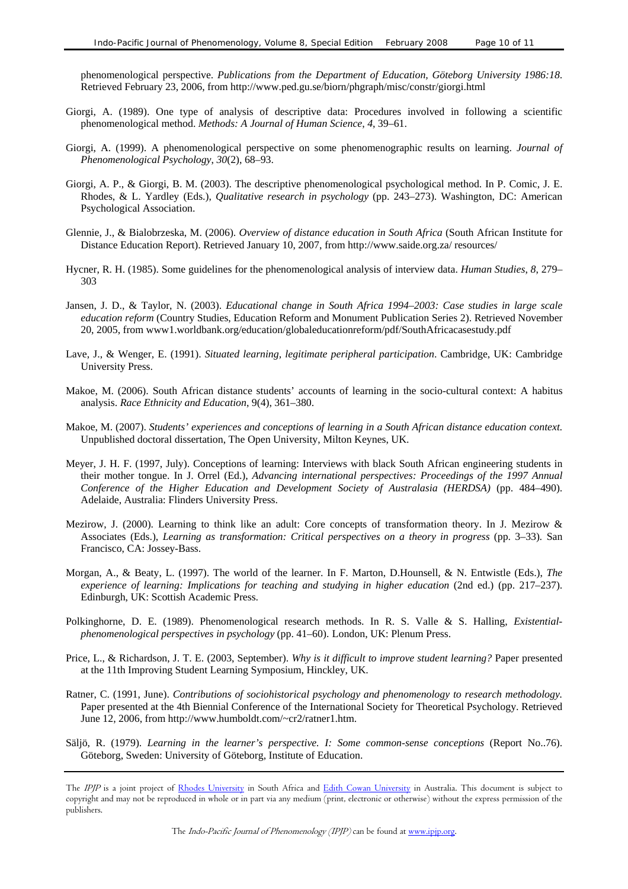phenomenological perspective. *Publications from the Department of Education, Göteborg University 1986:18.* Retrieved February 23, 2006, from http://www.ped.gu.se/biorn/phgraph/misc/constr/giorgi.html

Giorgi, A. (1989). One type of analysis of descriptive data: Procedures involved in following a scientific phenomenological method. *Methods: A Journal of Human Science*, *4*, 39–61.

Giorgi, A. (1999). A phenomenological perspective on some phenomenographic results on learning. *Journal of Phenomenological Psychology*, *30*(2), 68–93.

Giorgi, A. P., & Giorgi, B. M. (2003). The descriptive phenomenological psychological method. In P. Comic, J. E. Rhodes, & L. Yardley (Eds.), *Qualitative research in psychology* (pp. 243–273). Washington, DC: American Psychological Association.

Glennie, J., & Bialobrzeska, M. (2006). *Overview of distance education in South Africa* (South African Institute for Distance Education Report). Retrieved January 10, 2007, from http://www.saide.org.za/ resources/

Hycner, R. H. (1985). Some guidelines for the phenomenological analysis of interview data. *Human Studies*, *8*, 279–303

Jansen, J. D., & Taylor, N. (2003). *Educational change in South Africa 1994–2003: Case studies in large scale education reform* (Country Studies, Education Reform and Monument Publication Series 2). Retrieved November 20, 2005, from www1.worldbank.org/education/globaleducationreform/pdf/SouthAfricacasestudy.pdf

Lave, J., & Wenger, E. (1991). *Situated learning, legitimate peripheral participation*. Cambridge, UK: Cambridge University Press.

Makoe, M. (2006). South African distance students' accounts of learning in the socio-cultural context: A habitus analysis. *Race Ethnicity and Education*, 9(4), 361–380.

Makoe, M. (2007). *Students' experiences and conceptions of learning in a South African distance education context*. Unpublished doctoral dissertation, The Open University, Milton Keynes, UK.

Meyer, J. H. F. (1997, July). Conceptions of learning: Interviews with black South African engineering students in their mother tongue. In J. Orrel (Ed.), *Advancing international perspectives: Proceedings of the 1997 Annual Conference of the Higher Education and Development Society of Australasia (HERDSA)* (pp. 484–490). Adelaide, Australia: Flinders University Press.

Mezirow, J. (2000). Learning to think like an adult: Core concepts of transformation theory. In J. Mezirow & Associates (Eds.), *Learning as transformation: Critical perspectives on a theory in progress* (pp. 3–33). San Francisco, CA: Jossey-Bass.

Morgan, A., & Beaty, L. (1997). The world of the learner. In F. Marton, D.Hounsell, & N. Entwistle (Eds.), *The experience of learning: Implications for teaching and studying in higher education* (2nd ed.) (pp. 217–237). Edinburgh, UK: Scottish Academic Press.

Polkinghorne, D. E. (1989). Phenomenological research methods. In R. S. Valle & S. Halling, *Existential-phenomenological perspectives in psychology* (pp. 41–60). London, UK: Plenum Press.

Price, L., & Richardson, J. T. E. (2003, September). *Why is it difficult to improve student learning?* Paper presented at the 11th Improving Student Learning Symposium, Hinckley, UK.

Ratner, C. (1991, June). *Contributions of sociohistorical psychology and phenomenology to research methodology.* Paper presented at the 4th Biennial Conference of the International Society for Theoretical Psychology. Retrieved June 12, 2006, from http://www.humboldt.com/~cr2/ratner1.htm.

Säljö, R. (1979). *Learning in the learner's perspective. I: Some common-sense conceptions* (Report No..76). Göteborg, Sweden: University of Göteborg, Institute of Education.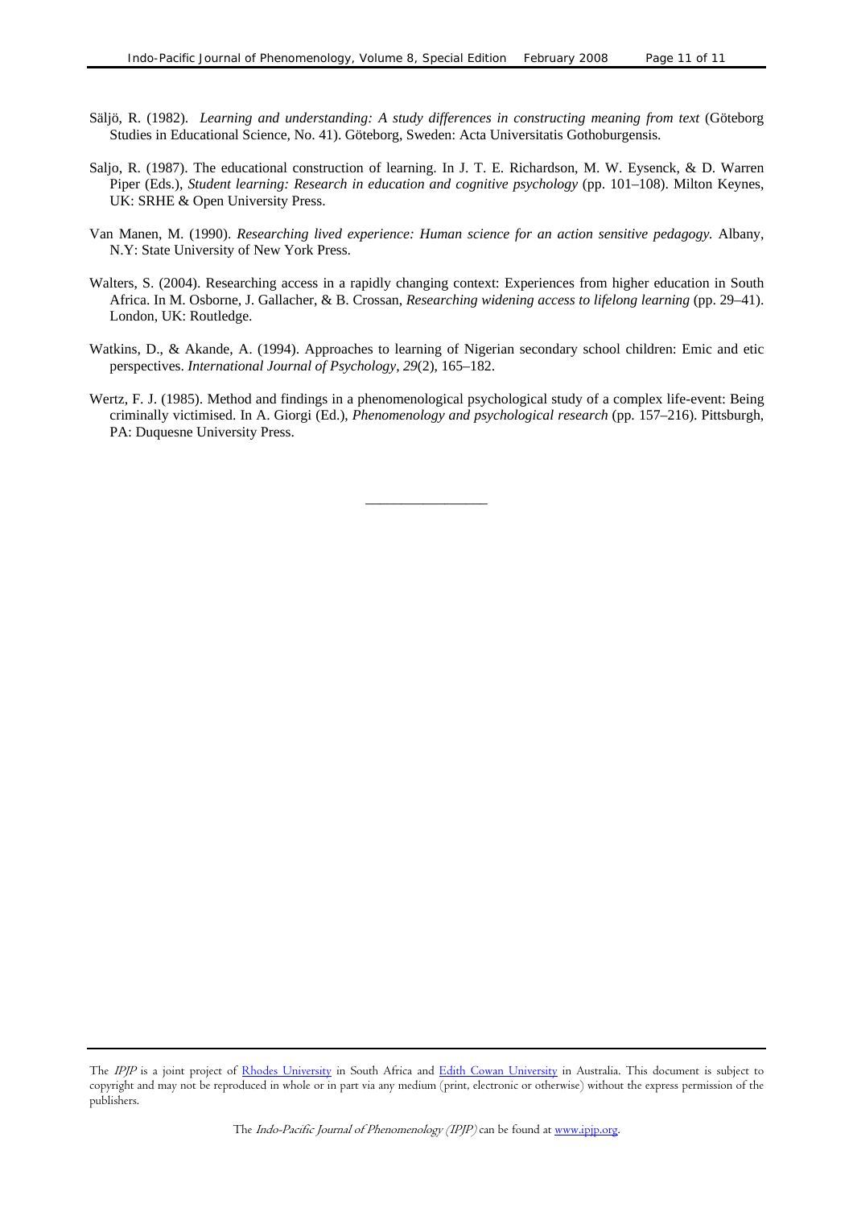Säljö, R. (1982). *Learning and understanding: A study differences in constructing meaning from text* (Göteborg Studies in Educational Science, No. 41). Göteborg, Sweden: Acta Universitatis Gothoburgensis.

Saljo, R. (1987). The educational construction of learning. In J. T. E. Richardson, M. W. Eysenck, & D. Warren Piper (Eds.), *Student learning: Research in education and cognitive psychology* (pp. 101–108). Milton Keynes, UK: SRHE & Open University Press.

Van Manen, M. (1990). *Researching lived experience: Human science for an action sensitive pedagogy.* Albany, N.Y: State University of New York Press.

Walters, S. (2004). Researching access in a rapidly changing context: Experiences from higher education in South Africa. In M. Osborne, J. Gallacher, & B. Crossan, *Researching widening access to lifelong learning* (pp. 29–41). London, UK: Routledge.

Watkins, D., & Akande, A. (1994). Approaches to learning of Nigerian secondary school children: Emic and etic perspectives. *International Journal of Psychology*, *29*(2), 165–182.

Wertz, F. J. (1985). Method and findings in a phenomenological psychological study of a complex life-event: Being criminally victimised. In A. Giorgi (Ed.), *Phenomenology and psychological research* (pp. 157–216). Pittsburgh, PA: Duquesne University Press.

---

The *IPJP* is a joint project of Rhodes University in South Africa and Edith Cowan University in Australia. This document is subject to copyright and may not be reproduced in whole or in part via any medium (print, electronic or otherwise) without the express permission of the publishers.

The *Indo-Pacific Journal of Phenomenology (IPJP)* can be found at www.ipjp.org.